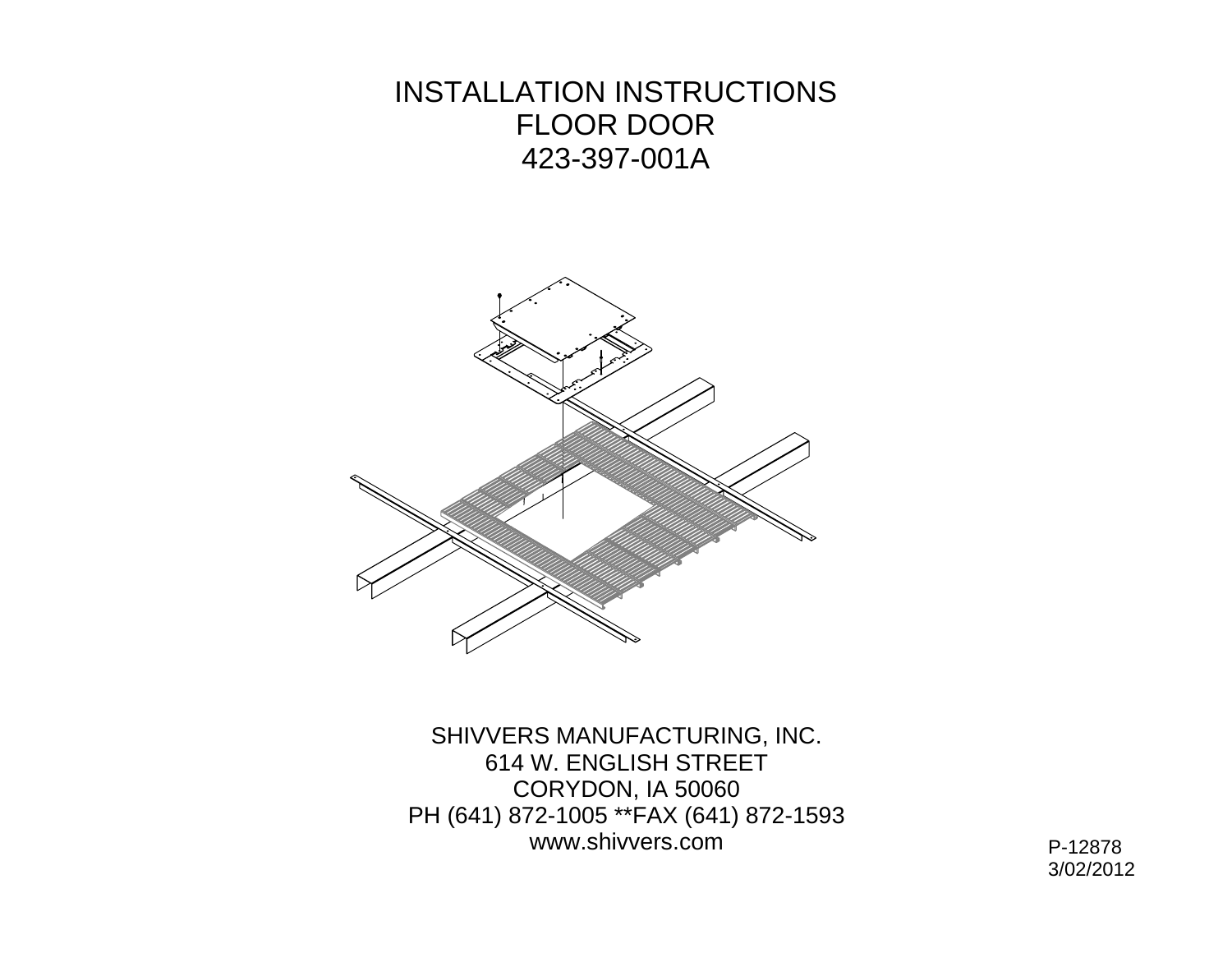# INSTALLATION INSTRUCTIONS
# FLOOR DOOR
# 423-397-001A

SHIVVERS MANUFACTURING, INC.
614 W. ENGLISH STREET
CORYDON, IA 50060
PH (641) 872-1005 **FAX (641) 872-1593
www.shivvers.com

P-12878
3/02/2012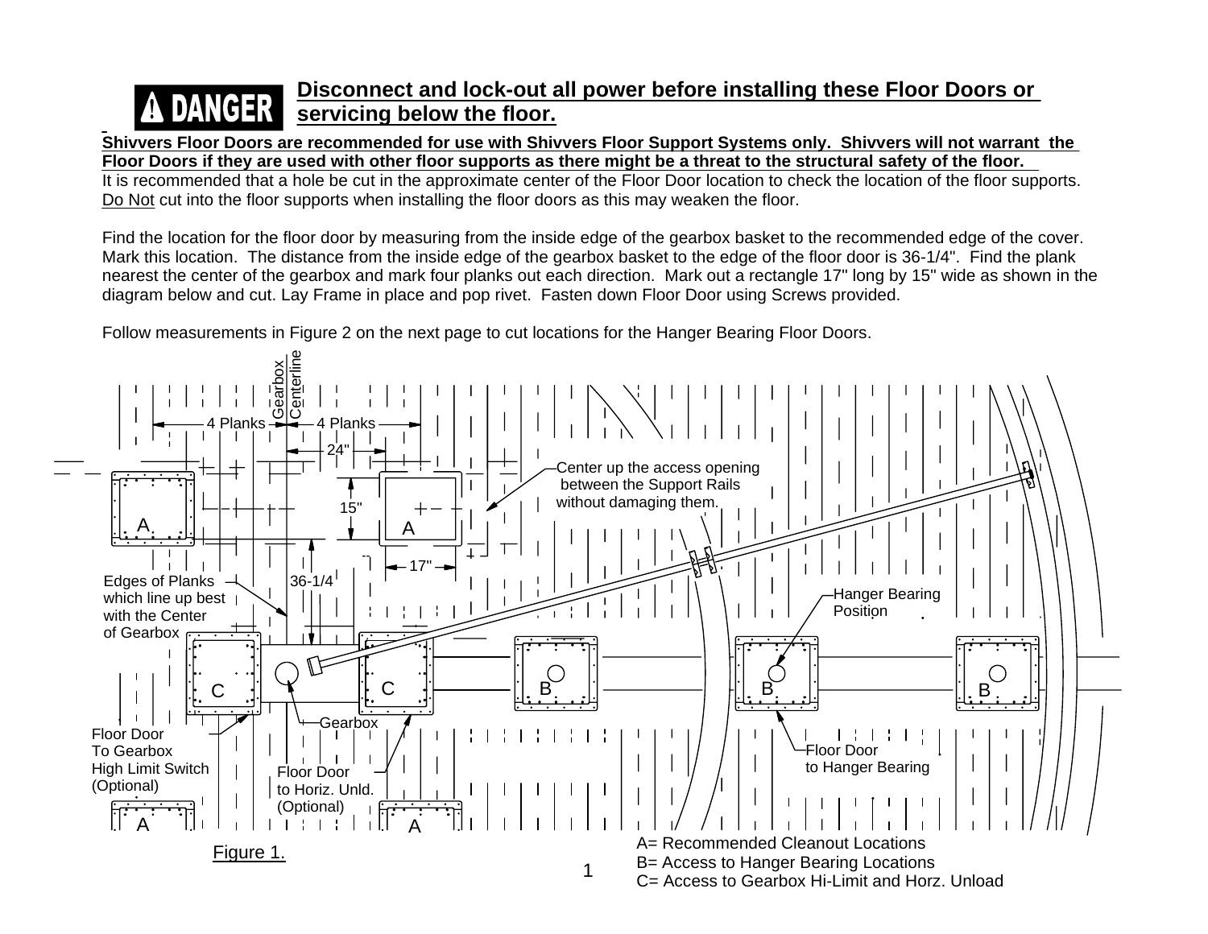**DANGER** **Disconnect and lock-out all power before installing these Floor Doors or servicing below the floor.**

**Shivvers Floor Doors are recommended for use with Shivvers Floor Support Systems only. Shivvers will not warrant the Floor Doors if they are used with other floor supports as there might be a threat to the structural safety of the floor.**

It is recommended that a hole be cut in the approximate center of the Floor Door location to check the location of the floor supports. Do Not cut into the floor supports when installing the floor doors as this may weaken the floor.

Find the location for the floor door by measuring from the inside edge of the gearbox basket to the recommended edge of the cover. Mark this location. The distance from the inside edge of the gearbox basket to the edge of the floor door is 36-1/4". Find the plank nearest the center of the gearbox and mark four planks out each direction. Mark out a rectangle 17" long by 15" wide as shown in the diagram below and cut. Lay Frame in place and pop rivet. Fasten down Floor Door using Screws provided.

Follow measurements in Figure 2 on the next page to cut locations for the Hanger Bearing Floor Doors.

Figure 1.

A= Recommended Cleanout Locations
B= Access to Hanger Bearing Locations
C= Access to Gearbox Hi-Limit and Horz. Unload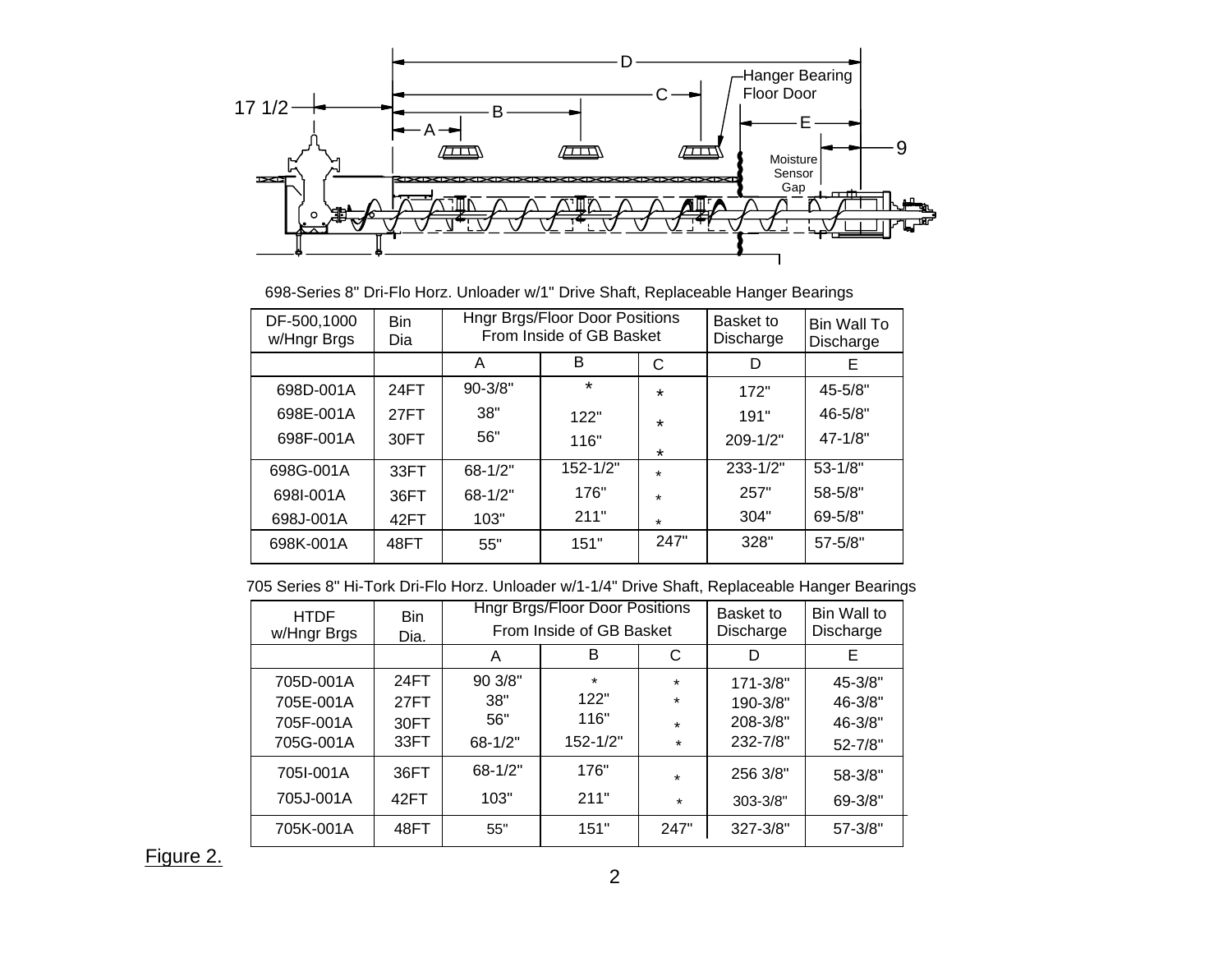17 1/2
D
C
B
A
Hanger Bearing Floor Door
E
9
Moisture Sensor Gap

698-Series 8" Dri-Flo Horz. Unloader w/1" Drive Shaft, Replaceable Hanger Bearings

| DF-500,1000 w/Hngr Brgs | Bin Dia | Hngr Brgs/Floor Door Positions From Inside of GB Basket | | | Basket to Discharge | Bin Wall To Discharge |
|---|---|---|---|---|---|---|
| | | A | B | C | D | E |
| 698D-001A | 24FT | 90-3/8" | * | * | 172" | 45-5/8" |
| 698E-001A | 27FT | 38" | 122" | * | 191" | 46-5/8" |
| 698F-001A | 30FT | 56" | 116" | * | 209-1/2" | 47-1/8" |
| 698G-001A | 33FT | 68-1/2" | 152-1/2" | * | 233-1/2" | 53-1/8" |
| 698I-001A | 36FT | 68-1/2" | 176" | * | 257" | 58-5/8" |
| 698J-001A | 42FT | 103" | 211" | * | 304" | 69-5/8" |
| 698K-001A | 48FT | 55" | 151" | 247" | 328" | 57-5/8" |

705 Series 8" Hi-Tork Dri-Flo Horz. Unloader w/1-1/4" Drive Shaft, Replaceable Hanger Bearings

| HTDF w/Hngr Brgs | Bin Dia. | Hngr Brgs/Floor Door Positions From Inside of GB Basket | | | Basket to Discharge | Bin Wall to Discharge |
|---|---|---|---|---|---|---|
| | | A | B | C | D | E |
| 705D-001A | 24FT | 90 3/8" | * | * | 171-3/8" | 45-3/8" |
| 705E-001A | 27FT | 38" | 122" | * | 190-3/8" | 46-3/8" |
| 705F-001A | 30FT | 56" | 116" | * | 208-3/8" | 46-3/8" |
| 705G-001A | 33FT | 68-1/2" | 152-1/2" | * | 232-7/8" | 52-7/8" |
| 705I-001A | 36FT | 68-1/2" | 176" | * | 256 3/8" | 58-3/8" |
| 705J-001A | 42FT | 103" | 211" | * | 303-3/8" | 69-3/8" |
| 705K-001A | 48FT | 55" | 151" | 247" | 327-3/8" | 57-3/8" |

Figure 2.